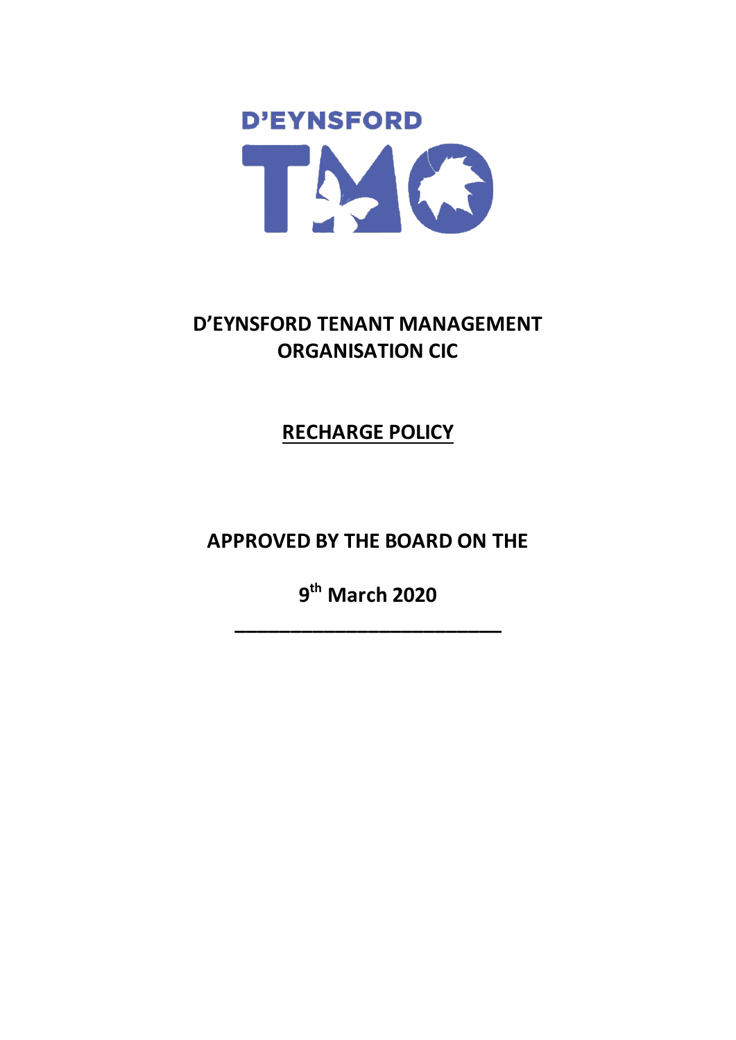D'EYNSFORD

TMO

# D'EYNSFORD TENANT MANAGEMENT ORGANISATION CIC

## RECHARGE POLICY

**APPROVED BY THE BOARD ON THE**

**9th March 2020**

**___________________________**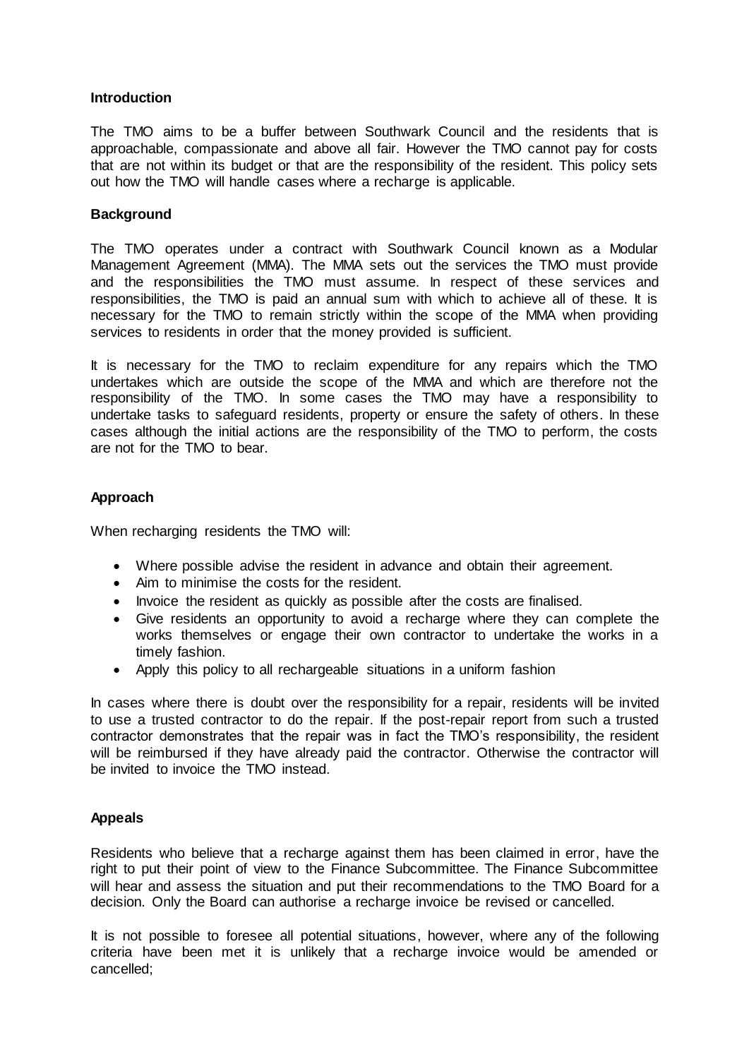## Introduction

The TMO aims to be a buffer between Southwark Council and the residents that is approachable, compassionate and above all fair. However the TMO cannot pay for costs that are not within its budget or that are the responsibility of the resident. This policy sets out how the TMO will handle cases where a recharge is applicable.

## Background

The TMO operates under a contract with Southwark Council known as a Modular Management Agreement (MMA). The MMA sets out the services the TMO must provide and the responsibilities the TMO must assume. In respect of these services and responsibilities, the TMO is paid an annual sum with which to achieve all of these. It is necessary for the TMO to remain strictly within the scope of the MMA when providing services to residents in order that the money provided is sufficient.

It is necessary for the TMO to reclaim expenditure for any repairs which the TMO undertakes which are outside the scope of the MMA and which are therefore not the responsibility of the TMO. In some cases the TMO may have a responsibility to undertake tasks to safeguard residents, property or ensure the safety of others. In these cases although the initial actions are the responsibility of the TMO to perform, the costs are not for the TMO to bear.

## Approach

When recharging residents the TMO will:

- Where possible advise the resident in advance and obtain their agreement.
- Aim to minimise the costs for the resident.
- Invoice the resident as quickly as possible after the costs are finalised.
- Give residents an opportunity to avoid a recharge where they can complete the works themselves or engage their own contractor to undertake the works in a timely fashion.
- Apply this policy to all rechargeable situations in a uniform fashion

In cases where there is doubt over the responsibility for a repair, residents will be invited to use a trusted contractor to do the repair. If the post-repair report from such a trusted contractor demonstrates that the repair was in fact the TMO's responsibility, the resident will be reimbursed if they have already paid the contractor. Otherwise the contractor will be invited to invoice the TMO instead.

## Appeals

Residents who believe that a recharge against them has been claimed in error, have the right to put their point of view to the Finance Subcommittee. The Finance Subcommittee will hear and assess the situation and put their recommendations to the TMO Board for a decision. Only the Board can authorise a recharge invoice be revised or cancelled.

It is not possible to foresee all potential situations, however, where any of the following criteria have been met it is unlikely that a recharge invoice would be amended or cancelled;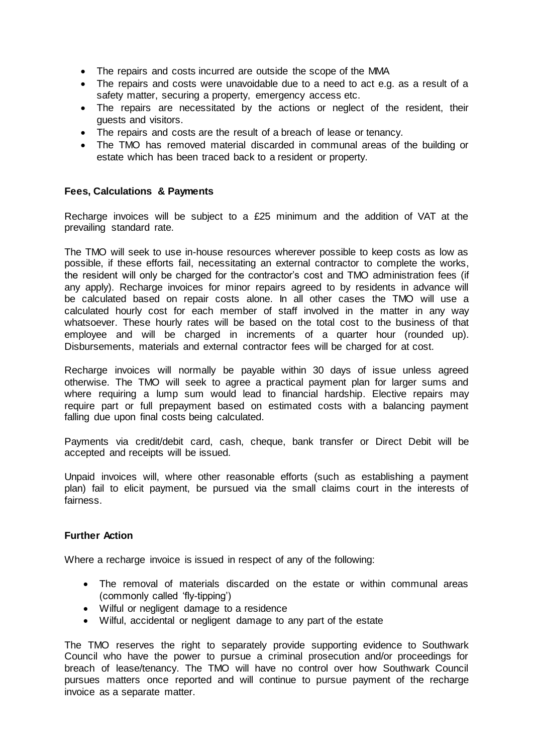- The repairs and costs incurred are outside the scope of the MMA
- The repairs and costs were unavoidable due to a need to act e.g. as a result of a safety matter, securing a property, emergency access etc.
- The repairs are necessitated by the actions or neglect of the resident, their guests and visitors.
- The repairs and costs are the result of a breach of lease or tenancy.
- The TMO has removed material discarded in communal areas of the building or estate which has been traced back to a resident or property.

**Fees, Calculations & Payments**

Recharge invoices will be subject to a £25 minimum and the addition of VAT at the prevailing standard rate.

The TMO will seek to use in-house resources wherever possible to keep costs as low as possible, if these efforts fail, necessitating an external contractor to complete the works, the resident will only be charged for the contractor's cost and TMO administration fees (if any apply). Recharge invoices for minor repairs agreed to by residents in advance will be calculated based on repair costs alone. In all other cases the TMO will use a calculated hourly cost for each member of staff involved in the matter in any way whatsoever. These hourly rates will be based on the total cost to the business of that employee and will be charged in increments of a quarter hour (rounded up). Disbursements, materials and external contractor fees will be charged for at cost.

Recharge invoices will normally be payable within 30 days of issue unless agreed otherwise. The TMO will seek to agree a practical payment plan for larger sums and where requiring a lump sum would lead to financial hardship. Elective repairs may require part or full prepayment based on estimated costs with a balancing payment falling due upon final costs being calculated.

Payments via credit/debit card, cash, cheque, bank transfer or Direct Debit will be accepted and receipts will be issued.

Unpaid invoices will, where other reasonable efforts (such as establishing a payment plan) fail to elicit payment, be pursued via the small claims court in the interests of fairness.

**Further Action**

Where a recharge invoice is issued in respect of any of the following:

- The removal of materials discarded on the estate or within communal areas (commonly called 'fly-tipping')
- Wilful or negligent damage to a residence
- Wilful, accidental or negligent damage to any part of the estate

The TMO reserves the right to separately provide supporting evidence to Southwark Council who have the power to pursue a criminal prosecution and/or proceedings for breach of lease/tenancy. The TMO will have no control over how Southwark Council pursues matters once reported and will continue to pursue payment of the recharge invoice as a separate matter.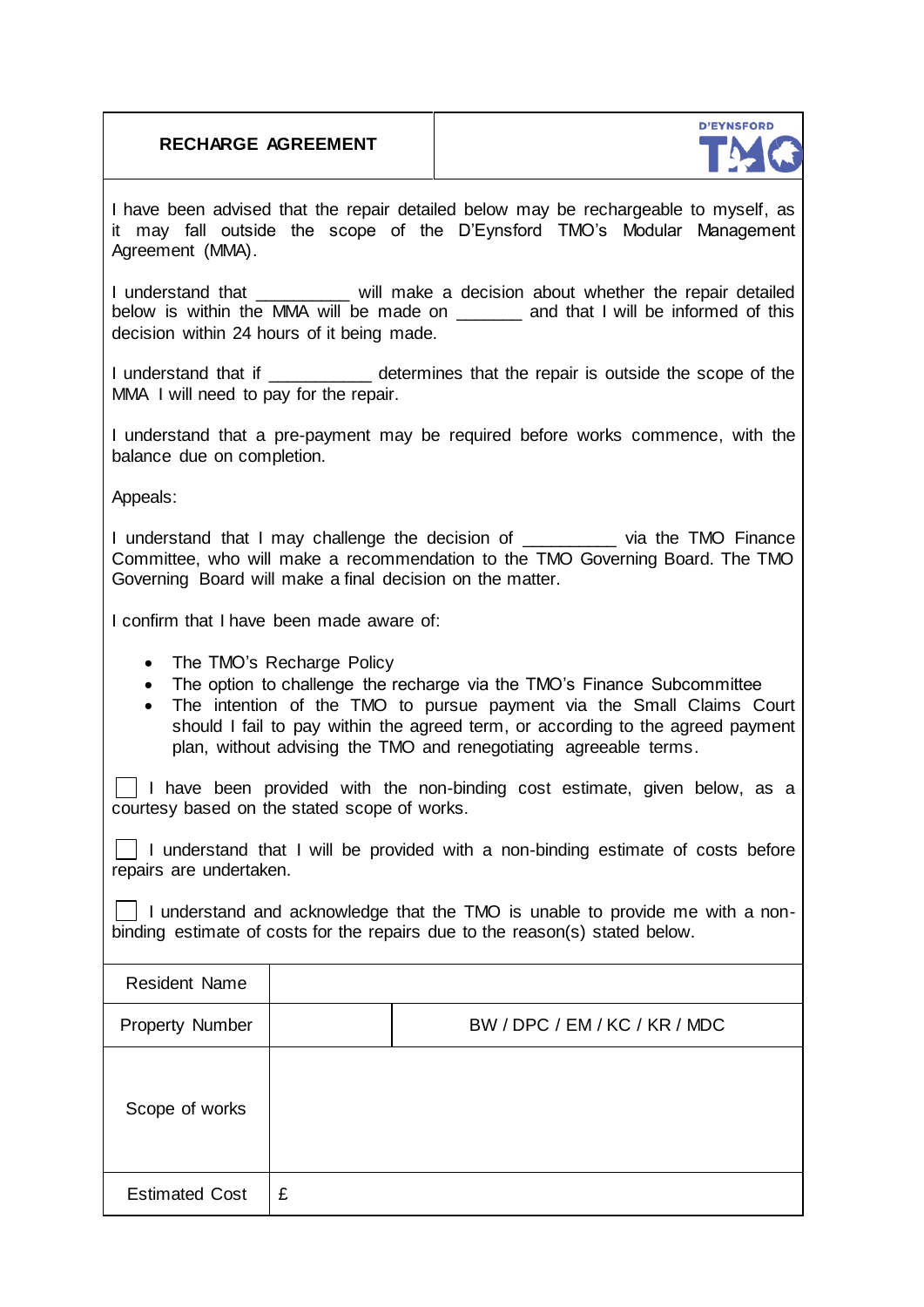**RECHARGE AGREEMENT** | D'EYNSFORD TMO

I have been advised that the repair detailed below may be rechargeable to myself, as it may fall outside the scope of the D'Eynsford TMO's Modular Management Agreement (MMA).

I understand that __________ will make a decision about whether the repair detailed below is within the MMA will be made on _______ and that I will be informed of this decision within 24 hours of it being made.

I understand that if ___________ determines that the repair is outside the scope of the MMA I will need to pay for the repair.

I understand that a pre-payment may be required before works commence, with the balance due on completion.

Appeals:

I understand that I may challenge the decision of __________ via the TMO Finance Committee, who will make a recommendation to the TMO Governing Board. The TMO Governing Board will make a final decision on the matter.

I confirm that I have been made aware of:

- The TMO's Recharge Policy
- The option to challenge the recharge via the TMO's Finance Subcommittee
- The intention of the TMO to pursue payment via the Small Claims Court should I fail to pay within the agreed term, or according to the agreed payment plan, without advising the TMO and renegotiating agreeable terms.

☐ I have been provided with the non-binding cost estimate, given below, as a courtesy based on the stated scope of works.

☐ I understand that I will be provided with a non-binding estimate of costs before repairs are undertaken.

☐ I understand and acknowledge that the TMO is unable to provide me with a non-binding estimate of costs for the repairs due to the reason(s) stated below.

| Resident Name | | |
|---|---|---|
| Property Number | | BW / DPC / EM / KC / KR / MDC |
| Scope of works | | |
| Estimated Cost | £ | |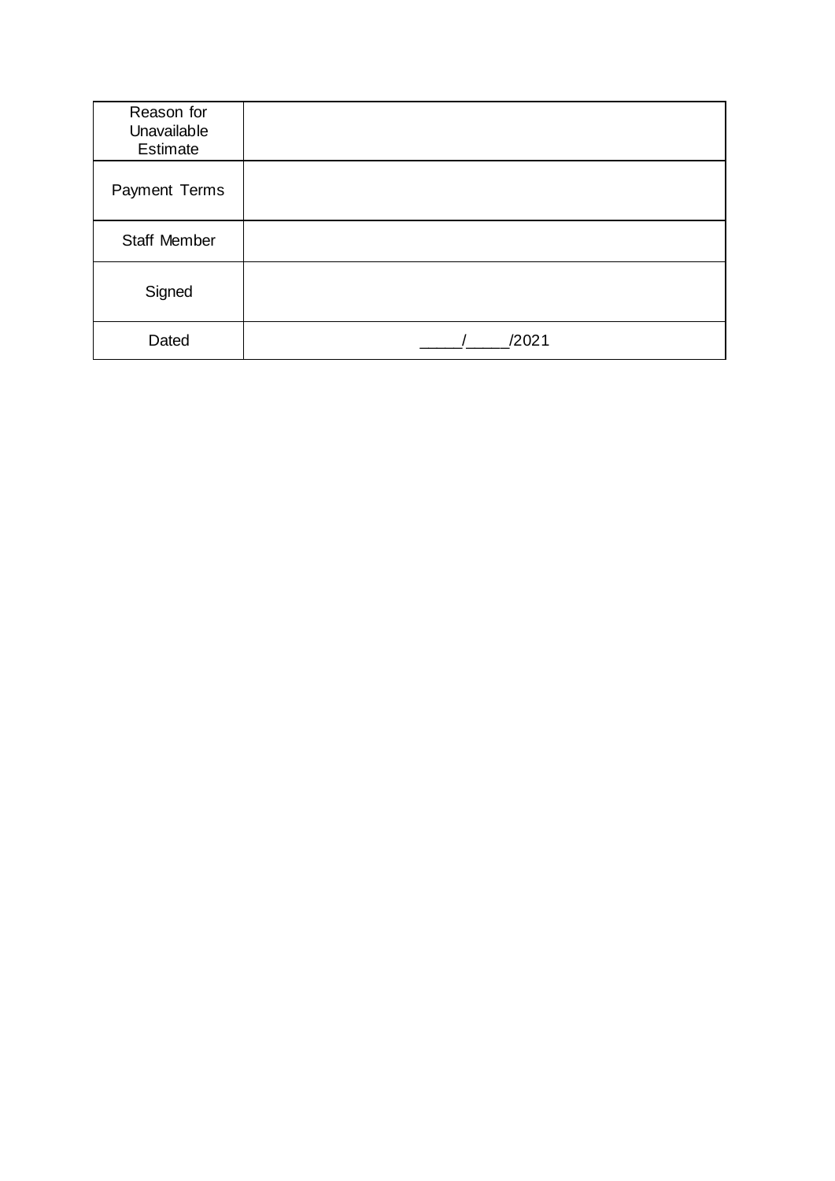| Reason for Unavailable Estimate | |
|---|---|
| Payment Terms | |
| Staff Member | |
| Signed | |
| Dated | _____/_____/2021 |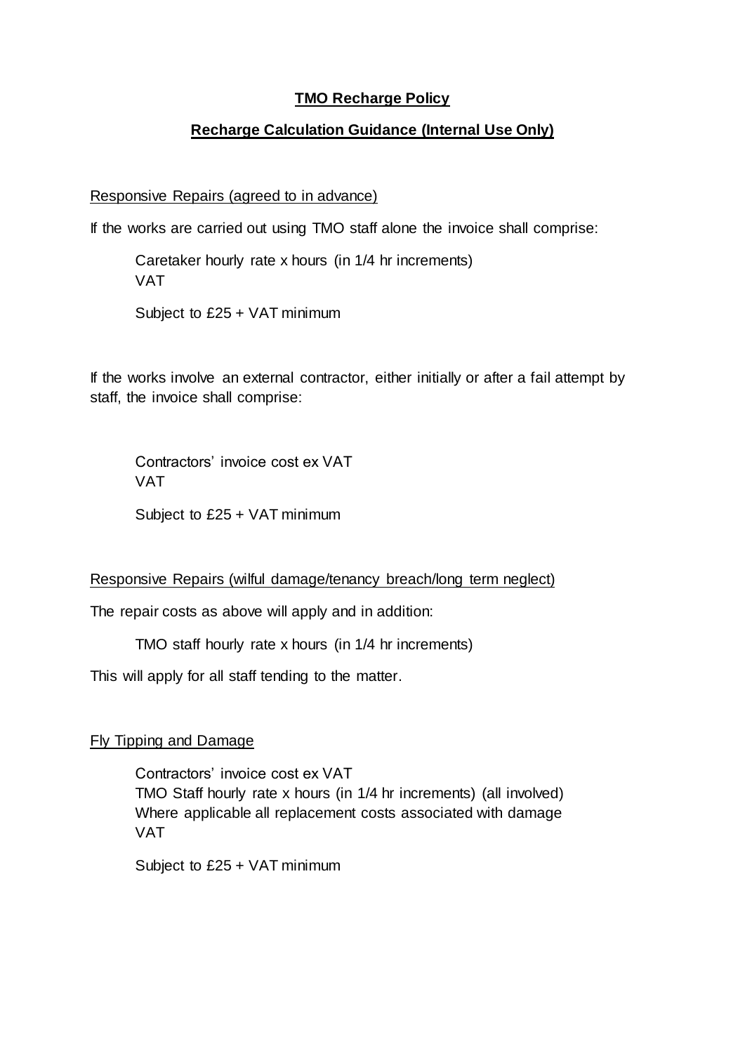## **TMO Recharge Policy**

## **Recharge Calculation Guidance (Internal Use Only)**

<u>Responsive Repairs (agreed to in advance)</u>

If the works are carried out using TMO staff alone the invoice shall comprise:

> Caretaker hourly rate x hours (in 1/4 hr increments)
> VAT
>
> Subject to £25 + VAT minimum

If the works involve an external contractor, either initially or after a fail attempt by staff, the invoice shall comprise:

> Contractors' invoice cost ex VAT
> VAT
>
> Subject to £25 + VAT minimum

<u>Responsive Repairs (wilful damage/tenancy breach/long term neglect)</u>

The repair costs as above will apply and in addition:

> TMO staff hourly rate x hours (in 1/4 hr increments)

This will apply for all staff tending to the matter.

<u>Fly Tipping and Damage</u>

> Contractors' invoice cost ex VAT
> TMO Staff hourly rate x hours (in 1/4 hr increments) (all involved)
> Where applicable all replacement costs associated with damage
> VAT
>
> Subject to £25 + VAT minimum